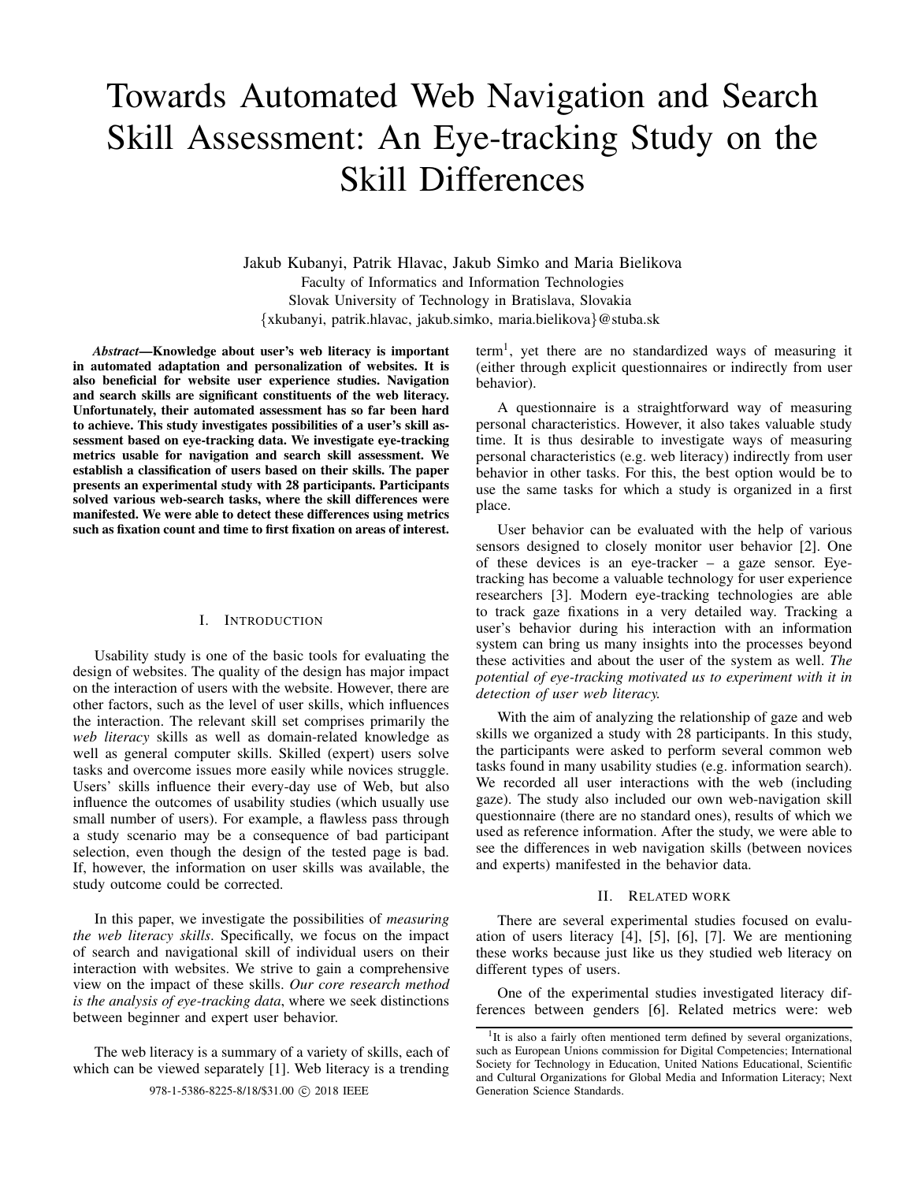# Towards Automated Web Navigation and Search Skill Assessment: An Eye-tracking Study on the Skill Differences

Jakub Kubanyi, Patrik Hlavac, Jakub Simko and Maria Bielikova
Faculty of Informatics and Information Technologies
Slovak University of Technology in Bratislava, Slovakia
{xkubanyi, patrik.hlavac, jakub.simko, maria.bielikova}@stuba.sk

***Abstract*—Knowledge about user's web literacy is important in automated adaptation and personalization of websites. It is also beneficial for website user experience studies. Navigation and search skills are significant constituents of the web literacy. Unfortunately, their automated assessment has so far been hard to achieve. This study investigates possibilities of a user's skill assessment based on eye-tracking data. We investigate eye-tracking metrics usable for navigation and search skill assessment. We establish a classification of users based on their skills. The paper presents an experimental study with 28 participants. Participants solved various web-search tasks, where the skill differences were manifested. We were able to detect these differences using metrics such as fixation count and time to first fixation on areas of interest.**

## I. Introduction

Usability study is one of the basic tools for evaluating the design of websites. The quality of the design has major impact on the interaction of users with the website. However, there are other factors, such as the level of user skills, which influences the interaction. The relevant skill set comprises primarily the *web literacy* skills as well as domain-related knowledge as well as general computer skills. Skilled (expert) users solve tasks and overcome issues more easily while novices struggle. Users' skills influence their every-day use of Web, but also influence the outcomes of usability studies (which usually use small number of users). For example, a flawless pass through a study scenario may be a consequence of bad participant selection, even though the design of the tested page is bad. If, however, the information on user skills was available, the study outcome could be corrected.

In this paper, we investigate the possibilities of *measuring the web literacy skills*. Specifically, we focus on the impact of search and navigational skill of individual users on their interaction with websites. We strive to gain a comprehensive view on the impact of these skills. *Our core research method is the analysis of eye-tracking data*, where we seek distinctions between beginner and expert user behavior.

The web literacy is a summary of a variety of skills, each of which can be viewed separately [1]. Web literacy is a trending term[1], yet there are no standardized ways of measuring it (either through explicit questionnaires or indirectly from user behavior).

A questionnaire is a straightforward way of measuring personal characteristics. However, it also takes valuable study time. It is thus desirable to investigate ways of measuring personal characteristics (e.g. web literacy) indirectly from user behavior in other tasks. For this, the best option would be to use the same tasks for which a study is organized in a first place.

User behavior can be evaluated with the help of various sensors designed to closely monitor user behavior [2]. One of these devices is an eye-tracker – a gaze sensor. Eye-tracking has become a valuable technology for user experience researchers [3]. Modern eye-tracking technologies are able to track gaze fixations in a very detailed way. Tracking a user's behavior during his interaction with an information system can bring us many insights into the processes beyond these activities and about the user of the system as well. *The potential of eye-tracking motivated us to experiment with it in detection of user web literacy.*

With the aim of analyzing the relationship of gaze and web skills we organized a study with 28 participants. In this study, the participants were asked to perform several common web tasks found in many usability studies (e.g. information search). We recorded all user interactions with the web (including gaze). The study also included our own web-navigation skill questionnaire (there are no standard ones), results of which we used as reference information. After the study, we were able to see the differences in web navigation skills (between novices and experts) manifested in the behavior data.

## II. Related work

There are several experimental studies focused on evaluation of users literacy [4], [5], [6], [7]. We are mentioning these works because just like us they studied web literacy on different types of users.

One of the experimental studies investigated literacy differences between genders [6]. Related metrics were: web

[1]It is also a fairly often mentioned term defined by several organizations, such as European Unions commission for Digital Competencies; International Society for Technology in Education, United Nations Educational, Scientific and Cultural Organizations for Global Media and Information Literacy; Next Generation Science Standards.

978-1-5386-8225-8/18/$31.00 © 2018 IEEE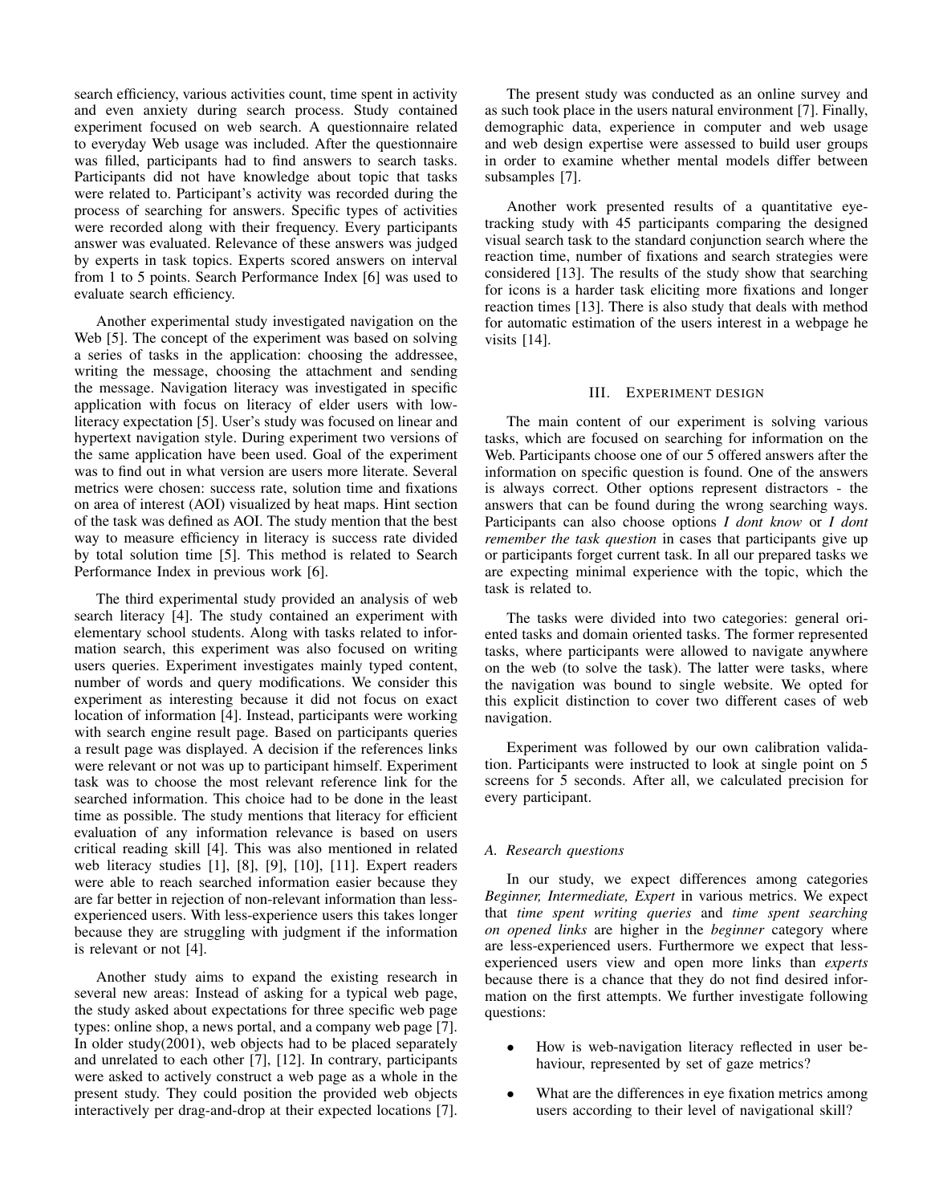search efficiency, various activities count, time spent in activity and even anxiety during search process. Study contained experiment focused on web search. A questionnaire related to everyday Web usage was included. After the questionnaire was filled, participants had to find answers to search tasks. Participants did not have knowledge about topic that tasks were related to. Participant's activity was recorded during the process of searching for answers. Specific types of activities were recorded along with their frequency. Every participants answer was evaluated. Relevance of these answers was judged by experts in task topics. Experts scored answers on interval from 1 to 5 points. Search Performance Index [6] was used to evaluate search efficiency.

Another experimental study investigated navigation on the Web [5]. The concept of the experiment was based on solving a series of tasks in the application: choosing the addressee, writing the message, choosing the attachment and sending the message. Navigation literacy was investigated in specific application with focus on literacy of elder users with low-literacy expectation [5]. User's study was focused on linear and hypertext navigation style. During experiment two versions of the same application have been used. Goal of the experiment was to find out in what version are users more literate. Several metrics were chosen: success rate, solution time and fixations on area of interest (AOI) visualized by heat maps. Hint section of the task was defined as AOI. The study mention that the best way to measure efficiency in literacy is success rate divided by total solution time [5]. This method is related to Search Performance Index in previous work [6].

The third experimental study provided an analysis of web search literacy [4]. The study contained an experiment with elementary school students. Along with tasks related to information search, this experiment was also focused on writing users queries. Experiment investigates mainly typed content, number of words and query modifications. We consider this experiment as interesting because it did not focus on exact location of information [4]. Instead, participants were working with search engine result page. Based on participants queries a result page was displayed. A decision if the references links were relevant or not was up to participant himself. Experiment task was to choose the most relevant reference link for the searched information. This choice had to be done in the least time as possible. The study mentions that literacy for efficient evaluation of any information relevance is based on users critical reading skill [4]. This was also mentioned in related web literacy studies [1], [8], [9], [10], [11]. Expert readers were able to reach searched information easier because they are far better in rejection of non-relevant information than less-experienced users. With less-experience users this takes longer because they are struggling with judgment if the information is relevant or not [4].

Another study aims to expand the existing research in several new areas: Instead of asking for a typical web page, the study asked about expectations for three specific web page types: online shop, a news portal, and a company web page [7]. In older study(2001), web objects had to be placed separately and unrelated to each other [7], [12]. In contrary, participants were asked to actively construct a web page as a whole in the present study. They could position the provided web objects interactively per drag-and-drop at their expected locations [7].

The present study was conducted as an online survey and as such took place in the users natural environment [7]. Finally, demographic data, experience in computer and web usage and web design expertise were assessed to build user groups in order to examine whether mental models differ between subsamples [7].

Another work presented results of a quantitative eye-tracking study with 45 participants comparing the designed visual search task to the standard conjunction search where the reaction time, number of fixations and search strategies were considered [13]. The results of the study show that searching for icons is a harder task eliciting more fixations and longer reaction times [13]. There is also study that deals with method for automatic estimation of the users interest in a webpage he visits [14].

## III. Experiment design

The main content of our experiment is solving various tasks, which are focused on searching for information on the Web. Participants choose one of our 5 offered answers after the information on specific question is found. One of the answers is always correct. Other options represent distractors - the answers that can be found during the wrong searching ways. Participants can also choose options *I dont know* or *I dont remember the task question* in cases that participants give up or participants forget current task. In all our prepared tasks we are expecting minimal experience with the topic, which the task is related to.

The tasks were divided into two categories: general oriented tasks and domain oriented tasks. The former represented tasks, where participants were allowed to navigate anywhere on the web (to solve the task). The latter were tasks, where the navigation was bound to single website. We opted for this explicit distinction to cover two different cases of web navigation.

Experiment was followed by our own calibration validation. Participants were instructed to look at single point on 5 screens for 5 seconds. After all, we calculated precision for every participant.

### A. Research questions

In our study, we expect differences among categories *Beginner, Intermediate, Expert* in various metrics. We expect that *time spent writing queries* and *time spent searching on opened links* are higher in the *beginner* category where are less-experienced users. Furthermore we expect that less-experienced users view and open more links than *experts* because there is a chance that they do not find desired information on the first attempts. We further investigate following questions:

- How is web-navigation literacy reflected in user behaviour, represented by set of gaze metrics?
- What are the differences in eye fixation metrics among users according to their level of navigational skill?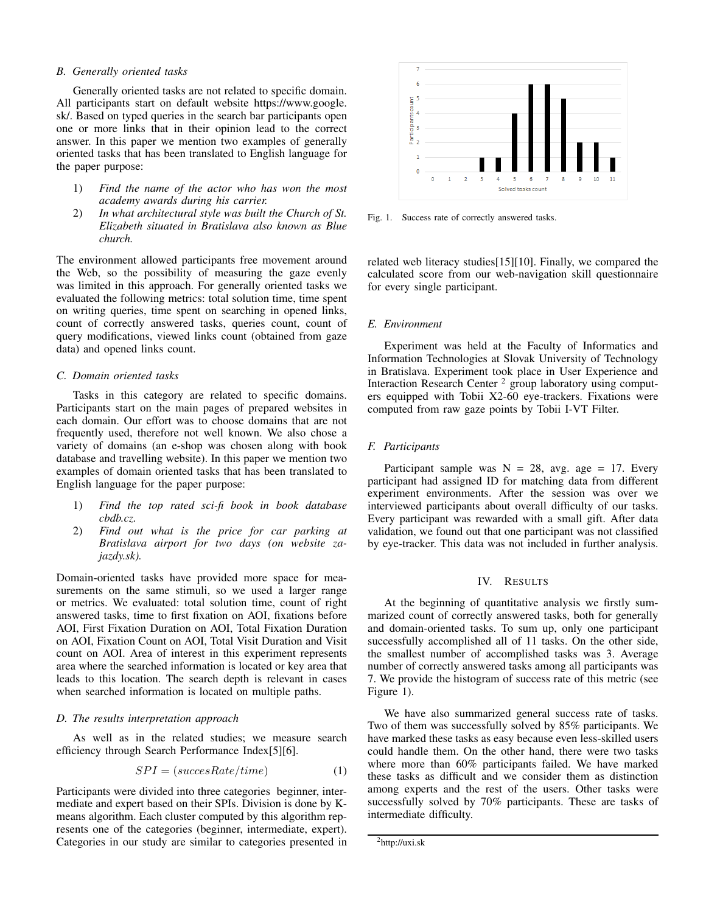### B. Generally oriented tasks

Generally oriented tasks are not related to specific domain. All participants start on default website https://www.google.sk/. Based on typed queries in the search bar participants open one or more links that in their opinion lead to the correct answer. In this paper we mention two examples of generally oriented tasks that has been translated to English language for the paper purpose:

1) *Find the name of the actor who has won the most academy awards during his carrier.*
2) *In what architectural style was built the Church of St. Elizabeth situated in Bratislava also known as Blue church.*

The environment allowed participants free movement around the Web, so the possibility of measuring the gaze evenly was limited in this approach. For generally oriented tasks we evaluated the following metrics: total solution time, time spent on writing queries, time spent on searching in opened links, count of correctly answered tasks, queries count, count of query modifications, viewed links count (obtained from gaze data) and opened links count.

### C. Domain oriented tasks

Tasks in this category are related to specific domains. Participants start on the main pages of prepared websites in each domain. Our effort was to choose domains that are not frequently used, therefore not well known. We also chose a variety of domains (an e-shop was chosen along with book database and travelling website). In this paper we mention two examples of domain oriented tasks that has been translated to English language for the paper purpose:

1) *Find the top rated sci-fi book in book database cbdb.cz.*
2) *Find out what is the price for car parking at Bratislava airport for two days (on website za-jazdy.sk).*

Domain-oriented tasks have provided more space for measurements on the same stimuli, so we used a larger range or metrics. We evaluated: total solution time, count of right answered tasks, time to first fixation on AOI, fixations before AOI, First Fixation Duration on AOI, Total Fixation Duration on AOI, Fixation Count on AOI, Total Visit Duration and Visit count on AOI. Area of interest in this experiment represents area where the searched information is located or key area that leads to this location. The search depth is relevant in cases when searched information is located on multiple paths.

### D. The results interpretation approach

As well as in the related studies; we measure search efficiency through Search Performance Index[5][6].

$$SPI = (succesRate/time) \tag{1}$$

Participants were divided into three categories beginner, intermediate and expert based on their SPIs. Division is done by K-means algorithm. Each cluster computed by this algorithm represents one of the categories (beginner, intermediate, expert). Categories in our study are similar to categories presented in related web literacy studies[15][10]. Finally, we compared the calculated score from our web-navigation skill questionnaire for every single participant.

Fig. 1. Success rate of correctly answered tasks.

### E. Environment

Experiment was held at the Faculty of Informatics and Information Technologies at Slovak University of Technology in Bratislava. Experiment took place in User Experience and Interaction Research Center [2] group laboratory using computers equipped with Tobii X2-60 eye-trackers. Fixations were computed from raw gaze points by Tobii I-VT Filter.

### F. Participants

Participant sample was N = 28, avg. age = 17. Every participant had assigned ID for matching data from different experiment environments. After the session was over we interviewed participants about overall difficulty of our tasks. Every participant was rewarded with a small gift. After data validation, we found out that one participant was not classified by eye-tracker. This data was not included in further analysis.

## IV. Results

At the beginning of quantitative analysis we firstly summarized count of correctly answered tasks, both for generally and domain-oriented tasks. To sum up, only one participant successfully accomplished all of 11 tasks. On the other side, the smallest number of accomplished tasks was 3. Average number of correctly answered tasks among all participants was 7. We provide the histogram of success rate of this metric (see Figure 1).

We have also summarized general success rate of tasks. Two of them was successfully solved by 85% participants. We have marked these tasks as easy because even less-skilled users could handle them. On the other hand, there were two tasks where more than 60% participants failed. We have marked these tasks as difficult and we consider them as distinction among experts and the rest of the users. Other tasks were successfully solved by 70% participants. These are tasks of intermediate difficulty.

[2] http://uxi.sk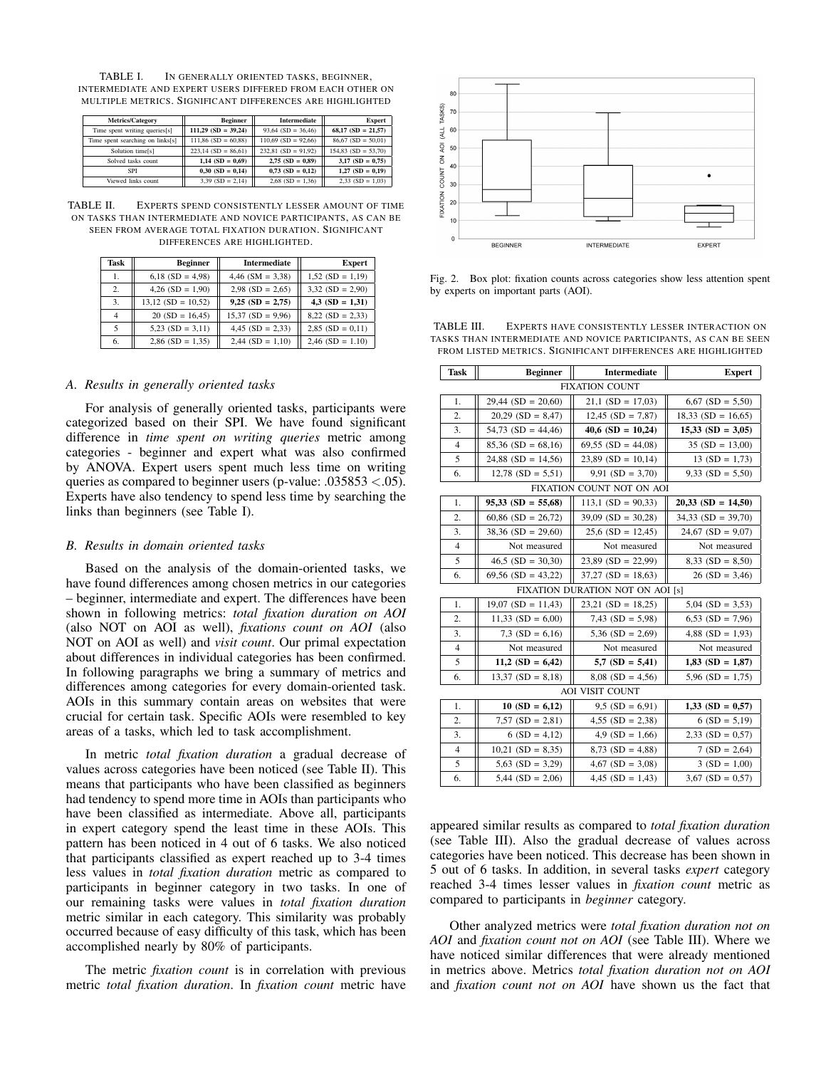TABLE I. IN GENERALLY ORIENTED TASKS, BEGINNER, INTERMEDIATE AND EXPERT USERS DIFFERED FROM EACH OTHER ON MULTIPLE METRICS. SIGNIFICANT DIFFERENCES ARE HIGHLIGHTED

| Metrics/Category | Beginner | Intermediate | Expert |
|---|---|---|---|
| Time spent writing queries[s] | **111,29 (SD = 39,24)** | 93,64 (SD = 36,46) | **68,17 (SD = 21,57)** |
| Time spent searching on links[s] | 111,86 (SD = 60,88) | 110,69 (SD = 92,66) | 86,67 (SD = 50,01) |
| Solution time[s] | 223,14 (SD = 86,61) | 232,81 (SD = 91,92) | 154,83 (SD = 53,70) |
| Solved tasks count | **1,14 (SD = 0,69)** | **2,75 (SD = 0,89)** | **3,17 (SD = 0,75)** |
| SPI | **0,30 (SD = 0,14)** | **0,73 (SD = 0,12)** | **1,27 (SD = 0,19)** |
| Viewed links count | 3,39 (SD = 2,14) | 2,68 (SD = 1,36) | 2,33 (SD = 1,03) |

TABLE II. EXPERTS SPEND CONSISTENTLY LESSER AMOUNT OF TIME ON TASKS THAN INTERMEDIATE AND NOVICE PARTICIPANTS, AS CAN BE SEEN FROM AVERAGE TOTAL FIXATION DURATION. SIGNIFICANT DIFFERENCES ARE HIGHLIGHTED.

| Task | Beginner | Intermediate | Expert |
|---|---|---|---|
| 1. | 6,18 (SD = 4,98) | 4,46 (SM = 3,38) | 1,52 (SD = 1,19) |
| 2. | 4,26 (SD = 1,90) | 2,98 (SD = 2,65) | 3,32 (SD = 2,90) |
| 3. | 13,12 (SD = 10,52) | **9,25 (SD = 2,75)** | **4,3 (SD = 1,31)** |
| 4 | 20 (SD = 16,45) | 15,37 (SD = 9,96) | 8,22 (SD = 2,33) |
| 5 | 5,23 (SD = 3,11) | 4,45 (SD = 2,33) | 2,85 (SD = 0,11) |
| 6. | 2,86 (SD = 1,35) | 2,44 (SD = 1,10) | 2,46 (SD = 1.10) |

### A. Results in generally oriented tasks

For analysis of generally oriented tasks, participants were categorized based on their SPI. We have found significant difference in *time spent on writing queries* metric among categories - beginner and expert what was also confirmed by ANOVA. Expert users spent much less time on writing queries as compared to beginner users (p-value: $.035853 < .05$). Experts have also tendency to spend less time by searching the links than beginners (see Table I).

### B. Results in domain oriented tasks

Based on the analysis of the domain-oriented tasks, we have found differences among chosen metrics in our categories – beginner, intermediate and expert. The differences have been shown in following metrics: *total fixation duration on AOI* (also NOT on AOI as well), *fixations count on AOI* (also NOT on AOI as well) and *visit count*. Our primal expectation about differences in individual categories has been confirmed. In following paragraphs we bring a summary of metrics and differences among categories for every domain-oriented task. AOIs in this summary contain areas on websites that were crucial for certain task. Specific AOIs were resembled to key areas of a tasks, which led to task accomplishment.

In metric *total fixation duration* a gradual decrease of values across categories have been noticed (see Table II). This means that participants who have been classified as beginners had tendency to spend more time in AOIs than participants who have been classified as intermediate. Above all, participants in expert category spend the least time in these AOIs. This pattern has been noticed in 4 out of 6 tasks. We also noticed that participants classified as expert reached up to 3-4 times less values in *total fixation duration* metric as compared to participants in beginner category in two tasks. In one of our remaining tasks were values in *total fixation duration* metric similar in each category. This similarity was probably occurred because of easy difficulty of this task, which has been accomplished nearly by 80% of participants.

The metric *fixation count* is in correlation with previous metric *total fixation duration*. In *fixation count* metric have appeared similar results as compared to *total fixation duration* (see Table III). Also the gradual decrease of values across categories have been noticed. This decrease has been shown in 5 out of 6 tasks. In addition, in several tasks *expert* category reached 3-4 times lesser values in *fixation count* metric as compared to participants in *beginner* category.

Other analyzed metrics were *total fixation duration not on AOI* and *fixation count not on AOI* (see Table III). Where we have noticed similar differences that were already mentioned in metrics above. Metrics *total fixation duration not on AOI* and *fixation count not on AOI* have shown us the fact that

Fig. 2. Box plot: fixation counts across categories show less attention spent by experts on important parts (AOI).

TABLE III. EXPERTS HAVE CONSISTENTLY LESSER INTERACTION ON TASKS THAN INTERMEDIATE AND NOVICE PARTICIPANTS, AS CAN BE SEEN FROM LISTED METRICS. SIGNIFICANT DIFFERENCES ARE HIGHLIGHTED

| Task | Beginner | Intermediate | Expert |
|---|---|---|---|
| FIXATION COUNT | | | |
| 1. | 29,44 (SD = 20,60) | 21,1 (SD = 17,03) | 6,67 (SD = 5,50) |
| 2. | 20,29 (SD = 8,47) | 12,45 (SD = 7,87) | 18,33 (SD = 16,65) |
| 3. | 54,73 (SD = 44,46) | **40,6 (SD = 10,24)** | **15,33 (SD = 3,05)** |
| 4 | 85,36 (SD = 68,16) | 69,55 (SD = 44,08) | 35 (SD = 13,00) |
| 5 | 24,88 (SD = 14,56) | 23,89 (SD = 10,14) | 13 (SD = 1,73) |
| 6. | 12,78 (SD = 5,51) | 9,91 (SD = 3,70) | 9,33 (SD = 5,50) |
| FIXATION COUNT NOT ON AOI | | | |
| 1. | **95,33 (SD = 55,68)** | 113,1 (SD = 90,33) | **20,33 (SD = 14,50)** |
| 2. | 60,86 (SD = 26,72) | 39,09 (SD = 30,28) | 34,33 (SD = 39,70) |
| 3. | 38,36 (SD = 29,60) | 25,6 (SD = 12,45) | 24,67 (SD = 9,07) |
| 4 | Not measured | Not measured | Not measured |
| 5 | 46,5 (SD = 30,30) | 23,89 (SD = 22,99) | 8,33 (SD = 8,50) |
| 6. | 69,56 (SD = 43,22) | 37,27 (SD = 18,63) | 26 (SD = 3,46) |
| FIXATION DURATION NOT ON AOI [s] | | | |
| 1. | 19,07 (SD = 11,43) | 23,21 (SD = 18,25) | 5,04 (SD = 3,53) |
| 2. | 11,33 (SD = 6,00) | 7,43 (SD = 5,98) | 6,53 (SD = 7,96) |
| 3. | 7,3 (SD = 6,16) | 5,36 (SD = 2,69) | 4,88 (SD = 1,93) |
| 4 | Not measured | Not measured | Not measured |
| 5 | **11,2 (SD = 6,42)** | **5,7 (SD = 5,41)** | **1,83 (SD = 1,87)** |
| 6. | 13,37 (SD = 8,18) | 8,08 (SD = 4,56) | 5,96 (SD = 1,75) |
| AOI VISIT COUNT | | | |
| 1. | **10 (SD = 6,12)** | 9,5 (SD = 6,91) | **1,33 (SD = 0,57)** |
| 2. | 7,57 (SD = 2,81) | 4,55 (SD = 2,38) | 6 (SD = 5,19) |
| 3. | 6 (SD = 4,12) | 4,9 (SD = 1,66) | 2,33 (SD = 0,57) |
| 4 | 10,21 (SD = 8,35) | 8,73 (SD = 4,88) | 7 (SD = 2,64) |
| 5 | 5,63 (SD = 3,29) | 4,67 (SD = 3,08) | 3 (SD = 1,00) |
| 6. | 5,44 (SD = 2,06) | 4,45 (SD = 1,43) | 3,67 (SD = 0,57) |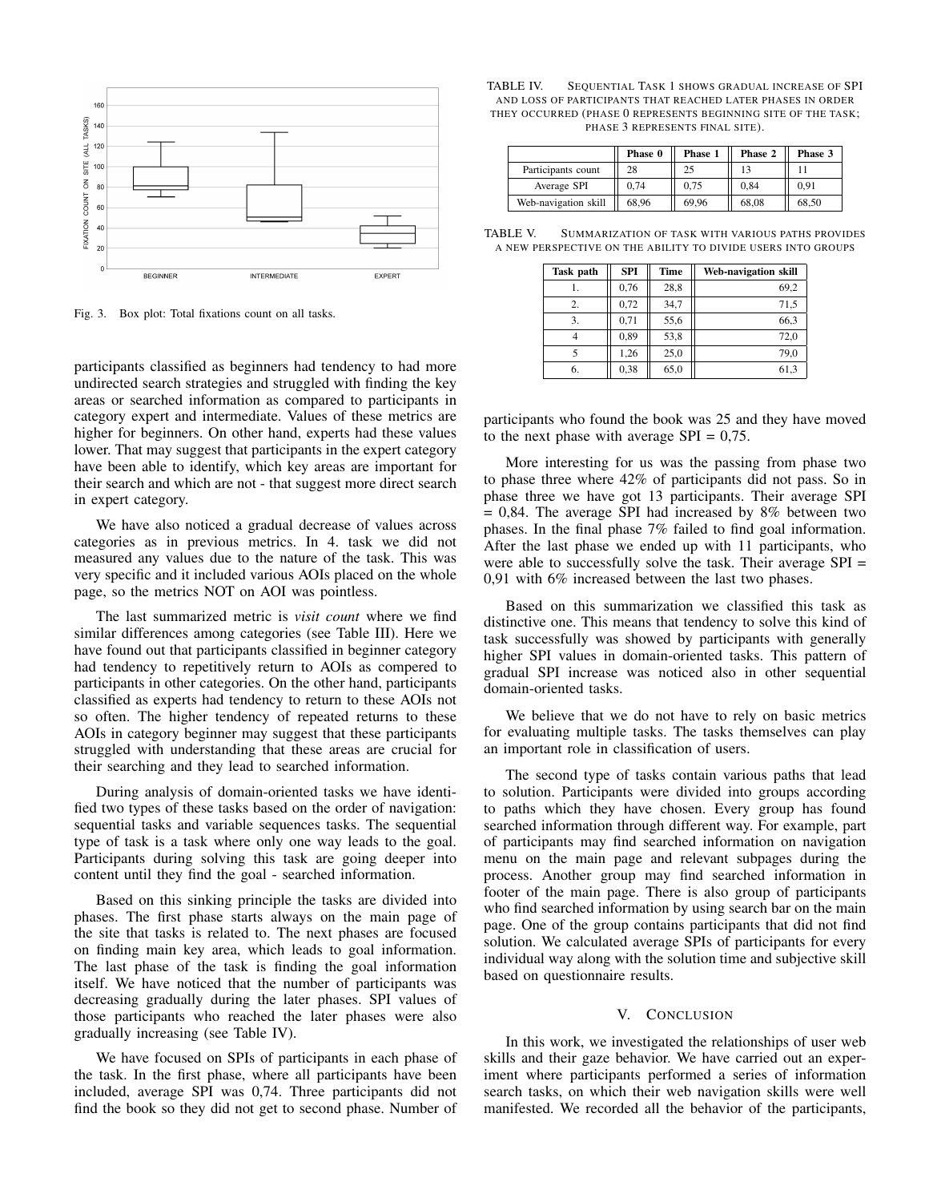160
140
120
100
80
60
40
20
0

FIXATION COUNT ON SITE (ALL TASKS)

BEGINNER

INTERMEDIATE

EXPERT

Fig. 3. Box plot: Total fixations count on all tasks.

participants classified as beginners had tendency to had more undirected search strategies and struggled with finding the key areas or searched information as compared to participants in category expert and intermediate. Values of these metrics are higher for beginners. On other hand, experts had these values lower. That may suggest that participants in the expert category have been able to identify, which key areas are important for their search and which are not - that suggest more direct search in expert category.

We have also noticed a gradual decrease of values across categories as in previous metrics. In 4. task we did not measured any values due to the nature of the task. This was very specific and it included various AOIs placed on the whole page, so the metrics NOT on AOI was pointless.

The last summarized metric is *visit count* where we find similar differences among categories (see Table III). Here we have found out that participants classified in beginner category had tendency to repetitively return to AOIs as compered to participants in other categories. On the other hand, participants classified as experts had tendency to return to these AOIs not so often. The higher tendency of repeated returns to these AOIs in category beginner may suggest that these participants struggled with understanding that these areas are crucial for their searching and they lead to searched information.

During analysis of domain-oriented tasks we have identified two types of these tasks based on the order of navigation: sequential tasks and variable sequences tasks. The sequential type of task is a task where only one way leads to the goal. Participants during solving this task are going deeper into content until they find the goal - searched information.

Based on this sinking principle the tasks are divided into phases. The first phase starts always on the main page of the site that tasks is related to. The next phases are focused on finding main key area, which leads to goal information. The last phase of the task is finding the goal information itself. We have noticed that the number of participants was decreasing gradually during the later phases. SPI values of those participants who reached the later phases were also gradually increasing (see Table IV).

We have focused on SPIs of participants in each phase of the task. In the first phase, where all participants have been included, average SPI was 0,74. Three participants did not find the book so they did not get to second phase. Number of participants who found the book was 25 and they have moved to the next phase with average SPI = 0,75.

More interesting for us was the passing from phase two to phase three where 42% of participants did not pass. So in phase three we have got 13 participants. Their average SPI = 0,84. The average SPI had increased by 8% between two phases. In the final phase 7% failed to find goal information. After the last phase we ended up with 11 participants, who were able to successfully solve the task. Their average SPI = 0,91 with 6% increased between the last two phases.

Based on this summarization we classified this task as distinctive one. This means that tendency to solve this kind of task successfully was showed by participants with generally higher SPI values in domain-oriented tasks. This pattern of gradual SPI increase was noticed also in other sequential domain-oriented tasks.

We believe that we do not have to rely on basic metrics for evaluating multiple tasks. The tasks themselves can play an important role in classification of users.

The second type of tasks contain various paths that lead to solution. Participants were divided into groups according to paths which they have chosen. Every group has found searched information through different way. For example, part of participants may find searched information on navigation menu on the main page and relevant subpages during the process. Another group may find searched information in footer of the main page. There is also group of participants who find searched information by using search bar on the main page. One of the group contains participants that did not find solution. We calculated average SPIs of participants for every individual way along with the solution time and subjective skill based on questionnaire results.

TABLE IV. Sequential Task 1 shows gradual increase of SPI and loss of participants that reached later phases in order they occurred (phase 0 represents beginning site of the task; phase 3 represents final site).

| | Phase 0 | Phase 1 | Phase 2 | Phase 3 |
|---|---|---|---|---|
| Participants count | 28 | 25 | 13 | 11 |
| Average SPI | 0,74 | 0,75 | 0,84 | 0,91 |
| Web-navigation skill | 68,96 | 69,96 | 68,08 | 68,50 |

TABLE V. Summarization of task with various paths provides a new perspective on the ability to divide users into groups

| Task path | SPI | Time | Web-navigation skill |
|---|---|---|---|
| 1. | 0,76 | 28,8 | 69,2 |
| 2. | 0,72 | 34,7 | 71,5 |
| 3. | 0,71 | 55,6 | 66,3 |
| 4 | 0,89 | 53,8 | 72,0 |
| 5 | 1,26 | 25,0 | 79,0 |
| 6. | 0,38 | 65,0 | 61,3 |

## V. Conclusion

In this work, we investigated the relationships of user web skills and their gaze behavior. We have carried out an experiment where participants performed a series of information search tasks, on which their web navigation skills were well manifested. We recorded all the behavior of the participants,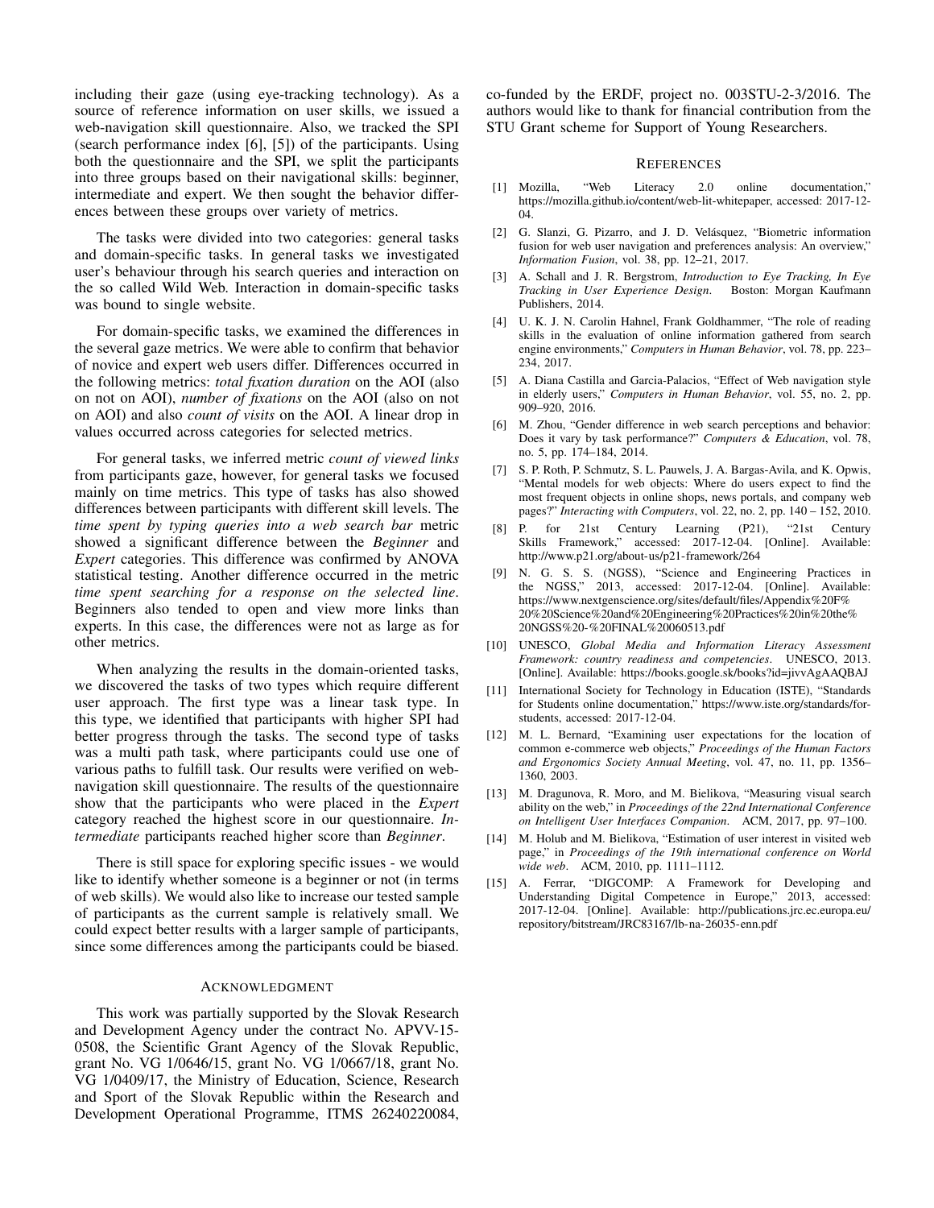including their gaze (using eye-tracking technology). As a source of reference information on user skills, we issued a web-navigation skill questionnaire. Also, we tracked the SPI (search performance index [6], [5]) of the participants. Using both the questionnaire and the SPI, we split the participants into three groups based on their navigational skills: beginner, intermediate and expert. We then sought the behavior differences between these groups over variety of metrics.

The tasks were divided into two categories: general tasks and domain-specific tasks. In general tasks we investigated user's behaviour through his search queries and interaction on the so called Wild Web. Interaction in domain-specific tasks was bound to single website.

For domain-specific tasks, we examined the differences in the several gaze metrics. We were able to confirm that behavior of novice and expert web users differ. Differences occurred in the following metrics: *total fixation duration* on the AOI (also on not on AOI), *number of fixations* on the AOI (also on not on AOI) and also *count of visits* on the AOI. A linear drop in values occurred across categories for selected metrics.

For general tasks, we inferred metric *count of viewed links* from participants gaze, however, for general tasks we focused mainly on time metrics. This type of tasks has also showed differences between participants with different skill levels. The *time spent by typing queries into a web search bar* metric showed a significant difference between the *Beginner* and *Expert* categories. This difference was confirmed by ANOVA statistical testing. Another difference occurred in the metric *time spent searching for a response on the selected line*. Beginners also tended to open and view more links than experts. In this case, the differences were not as large as for other metrics.

When analyzing the results in the domain-oriented tasks, we discovered the tasks of two types which require different user approach. The first type was a linear task type. In this type, we identified that participants with higher SPI had better progress through the tasks. The second type of tasks was a multi path task, where participants could use one of various paths to fulfill task. Our results were verified on web-navigation skill questionnaire. The results of the questionnaire show that the participants who were placed in the *Expert* category reached the highest score in our questionnaire. *Intermediate* participants reached higher score than *Beginner*.

There is still space for exploring specific issues - we would like to identify whether someone is a beginner or not (in terms of web skills). We would also like to increase our tested sample of participants as the current sample is relatively small. We could expect better results with a larger sample of participants, since some differences among the participants could be biased.

## Acknowledgment

This work was partially supported by the Slovak Research and Development Agency under the contract No. APVV-15-0508, the Scientific Grant Agency of the Slovak Republic, grant No. VG 1/0646/15, grant No. VG 1/0667/18, grant No. VG 1/0409/17, the Ministry of Education, Science, Research and Sport of the Slovak Republic within the Research and Development Operational Programme, ITMS 26240220084, co-funded by the ERDF, project no. 003STU-2-3/2016. The authors would like to thank for financial contribution from the STU Grant scheme for Support of Young Researchers.

## References

[1] Mozilla, "Web Literacy 2.0 online documentation," https://mozilla.github.io/content/web-lit-whitepaper, accessed: 2017-12-04.

[2] G. Slanzi, G. Pizarro, and J. D. Velásquez, "Biometric information fusion for web user navigation and preferences analysis: An overview," *Information Fusion*, vol. 38, pp. 12–21, 2017.

[3] A. Schall and J. R. Bergstrom, *Introduction to Eye Tracking, In Eye Tracking in User Experience Design*. Boston: Morgan Kaufmann Publishers, 2014.

[4] U. K. J. N. Carolin Hahnel, Frank Goldhammer, "The role of reading skills in the evaluation of online information gathered from search engine environments," *Computers in Human Behavior*, vol. 78, pp. 223–234, 2017.

[5] A. Diana Castilla and Garcia-Palacios, "Effect of Web navigation style in elderly users," *Computers in Human Behavior*, vol. 55, no. 2, pp. 909–920, 2016.

[6] M. Zhou, "Gender difference in web search perceptions and behavior: Does it vary by task performance?" *Computers & Education*, vol. 78, no. 5, pp. 174–184, 2014.

[7] S. P. Roth, P. Schmutz, S. L. Pauwels, J. A. Bargas-Avila, and K. Opwis, "Mental models for web objects: Where do users expect to find the most frequent objects in online shops, news portals, and company web pages?" *Interacting with Computers*, vol. 22, no. 2, pp. 140 – 152, 2010.

[8] P. for 21st Century Learning (P21), "21st Century Skills Framework," accessed: 2017-12-04. [Online]. Available: http://www.p21.org/about-us/p21-framework/264

[9] N. G. S. S. (NGSS), "Science and Engineering Practices in the NGSS," 2013, accessed: 2017-12-04. [Online]. Available: https://www.nextgenscience.org/sites/default/files/Appendix%20F%20%20Science%20and%20Engineering%20Practices%20in%20the%20NGSS%20-%20FINAL%20060513.pdf

[10] UNESCO, *Global Media and Information Literacy Assessment Framework: country readiness and competencies*. UNESCO, 2013. [Online]. Available: https://books.google.sk/books?id=jivvAgAAQBAJ

[11] International Society for Technology in Education (ISTE), "Standards for Students online documentation," https://www.iste.org/standards/for-students, accessed: 2017-12-04.

[12] M. L. Bernard, "Examining user expectations for the location of common e-commerce web objects," *Proceedings of the Human Factors and Ergonomics Society Annual Meeting*, vol. 47, no. 11, pp. 1356–1360, 2003.

[13] M. Dragunova, R. Moro, and M. Bielikova, "Measuring visual search ability on the web," in *Proceedings of the 22nd International Conference on Intelligent User Interfaces Companion*. ACM, 2017, pp. 97–100.

[14] M. Holub and M. Bielikova, "Estimation of user interest in visited web page," in *Proceedings of the 19th international conference on World wide web*. ACM, 2010, pp. 1111–1112.

[15] A. Ferrar, "DIGCOMP: A Framework for Developing and Understanding Digital Competence in Europe," 2013, accessed: 2017-12-04. [Online]. Available: http://publications.jrc.ec.europa.eu/repository/bitstream/JRC83167/lb-na-26035-enn.pdf